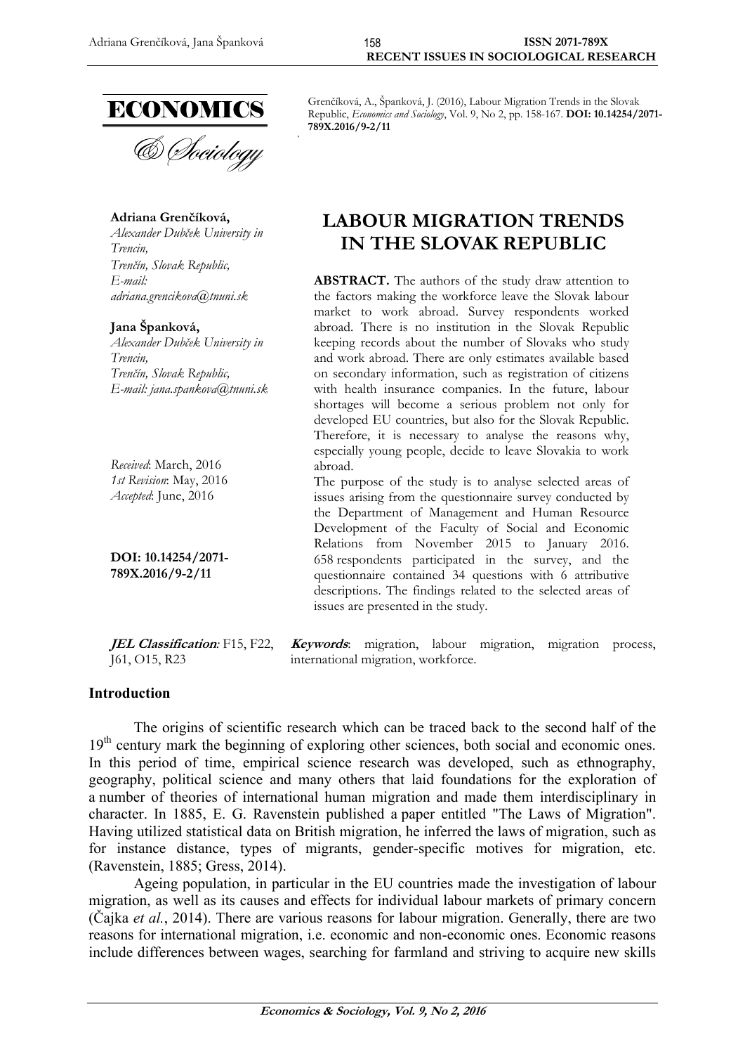Grenčíková, A., Španková, J. (2016), Labour Migration Trends in the Slovak Republic, *Economics and Sociology*, Vol. 9, No 2, pp. 158-167. **DOI: 10.14254/2071-789X.2016/9-2/11**

**Adriana Grenčíková,**
*Alexander Dubček University in Trencin,*
*Trenčín, Slovak Republic,*
*E-mail: adriana.grencikova@tnuni.sk*

**Jana Španková,**
*Alexander Dubček University in Trencin,*
*Trenčín, Slovak Republic,*
*E-mail: jana.spankova@tnuni.sk*

*Received*: March, 2016
*1st Revision*: May, 2016
*Accepted*: June, 2016

**DOI: 10.14254/2071-789X.2016/9-2/11**

# LABOUR MIGRATION TRENDS IN THE SLOVAK REPUBLIC

**ABSTRACT.** The authors of the study draw attention to the factors making the workforce leave the Slovak labour market to work abroad. Survey respondents worked abroad. There is no institution in the Slovak Republic keeping records about the number of Slovaks who study and work abroad. There are only estimates available based on secondary information, such as registration of citizens with health insurance companies. In the future, labour shortages will become a serious problem not only for developed EU countries, but also for the Slovak Republic. Therefore, it is necessary to analyse the reasons why, especially young people, decide to leave Slovakia to work abroad.

The purpose of the study is to analyse selected areas of issues arising from the questionnaire survey conducted by the Department of Management and Human Resource Development of the Faculty of Social and Economic Relations from November 2015 to January 2016. 658 respondents participated in the survey, and the questionnaire contained 34 questions with 6 attributive descriptions. The findings related to the selected areas of issues are presented in the study.

***JEL Classification**:* F15, F22, J61, O15, R23

***Keywords***: migration, labour migration, migration process, international migration, workforce.

## Introduction

The origins of scientific research which can be traced back to the second half of the 19th century mark the beginning of exploring other sciences, both social and economic ones. In this period of time, empirical science research was developed, such as ethnography, geography, political science and many others that laid foundations for the exploration of a number of theories of international human migration and made them interdisciplinary in character. In 1885, E. G. Ravenstein published a paper entitled "The Laws of Migration". Having utilized statistical data on British migration, he inferred the laws of migration, such as for instance distance, types of migrants, gender-specific motives for migration, etc. (Ravenstein, 1885; Gress, 2014).

Ageing population, in particular in the EU countries made the investigation of labour migration, as well as its causes and effects for individual labour markets of primary concern (Čajka *et al.*, 2014). There are various reasons for labour migration. Generally, there are two reasons for international migration, i.e. economic and non-economic ones. Economic reasons include differences between wages, searching for farmland and striving to acquire new skills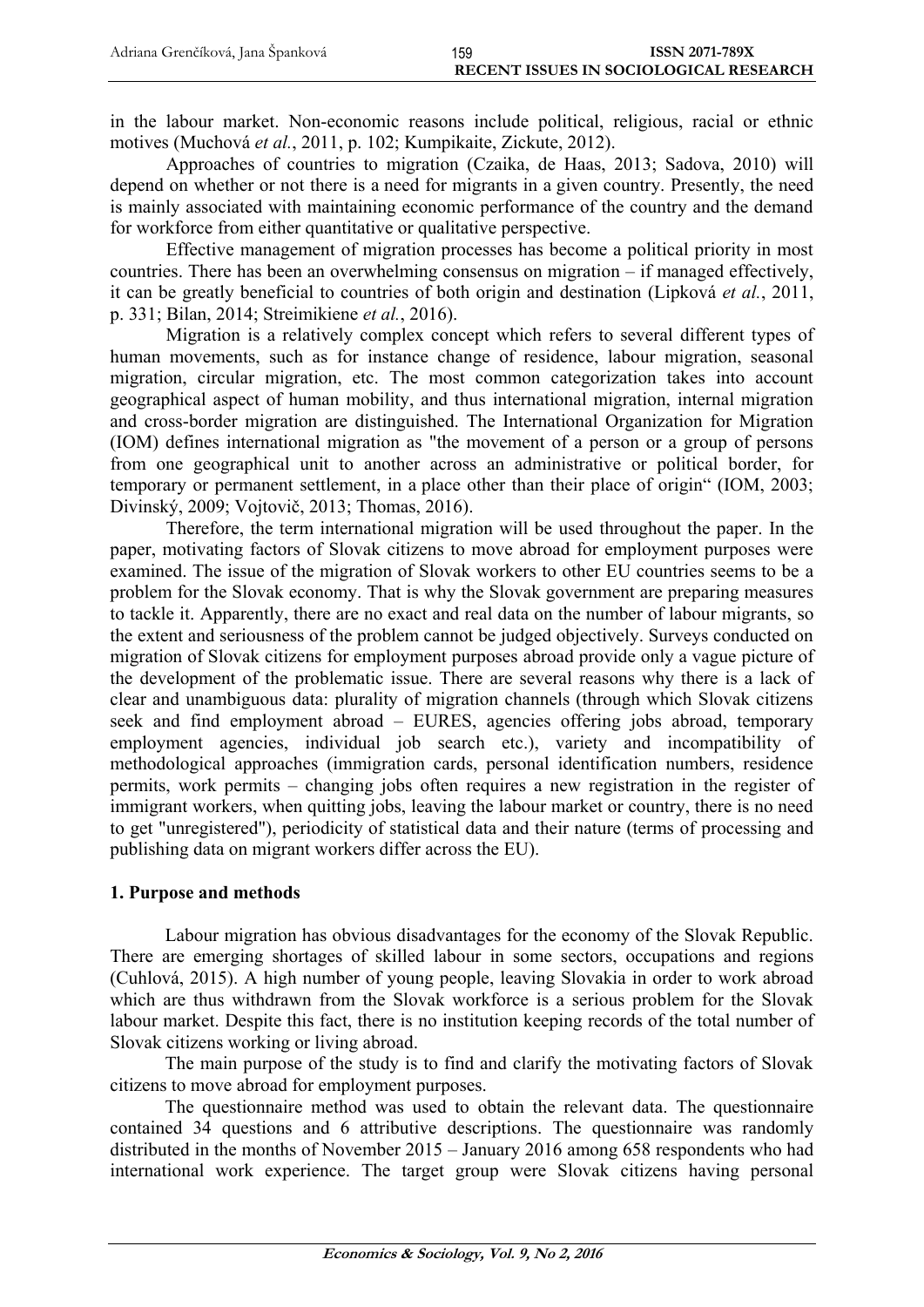in the labour market. Non-economic reasons include political, religious, racial or ethnic motives (Muchová *et al.*, 2011, p. 102; Kumpikaite, Zickute, 2012).

Approaches of countries to migration (Czaika, de Haas, 2013; Sadova, 2010) will depend on whether or not there is a need for migrants in a given country. Presently, the need is mainly associated with maintaining economic performance of the country and the demand for workforce from either quantitative or qualitative perspective.

Effective management of migration processes has become a political priority in most countries. There has been an overwhelming consensus on migration – if managed effectively, it can be greatly beneficial to countries of both origin and destination (Lipková *et al.*, 2011, p. 331; Bilan, 2014; Streimikiene *et al.*, 2016).

Migration is a relatively complex concept which refers to several different types of human movements, such as for instance change of residence, labour migration, seasonal migration, circular migration, etc. The most common categorization takes into account geographical aspect of human mobility, and thus international migration, internal migration and cross-border migration are distinguished. The International Organization for Migration (IOM) defines international migration as "the movement of a person or a group of persons from one geographical unit to another across an administrative or political border, for temporary or permanent settlement, in a place other than their place of origin" (IOM, 2003; Divinský, 2009; Vojtovič, 2013; Thomas, 2016).

Therefore, the term international migration will be used throughout the paper. In the paper, motivating factors of Slovak citizens to move abroad for employment purposes were examined. The issue of the migration of Slovak workers to other EU countries seems to be a problem for the Slovak economy. That is why the Slovak government are preparing measures to tackle it. Apparently, there are no exact and real data on the number of labour migrants, so the extent and seriousness of the problem cannot be judged objectively. Surveys conducted on migration of Slovak citizens for employment purposes abroad provide only a vague picture of the development of the problematic issue. There are several reasons why there is a lack of clear and unambiguous data: plurality of migration channels (through which Slovak citizens seek and find employment abroad – EURES, agencies offering jobs abroad, temporary employment agencies, individual job search etc.), variety and incompatibility of methodological approaches (immigration cards, personal identification numbers, residence permits, work permits – changing jobs often requires a new registration in the register of immigrant workers, when quitting jobs, leaving the labour market or country, there is no need to get "unregistered"), periodicity of statistical data and their nature (terms of processing and publishing data on migrant workers differ across the EU).

## 1. Purpose and methods

Labour migration has obvious disadvantages for the economy of the Slovak Republic. There are emerging shortages of skilled labour in some sectors, occupations and regions (Cuhlová, 2015). A high number of young people, leaving Slovakia in order to work abroad which are thus withdrawn from the Slovak workforce is a serious problem for the Slovak labour market. Despite this fact, there is no institution keeping records of the total number of Slovak citizens working or living abroad.

The main purpose of the study is to find and clarify the motivating factors of Slovak citizens to move abroad for employment purposes.

The questionnaire method was used to obtain the relevant data. The questionnaire contained 34 questions and 6 attributive descriptions. The questionnaire was randomly distributed in the months of November 2015 – January 2016 among 658 respondents who had international work experience. The target group were Slovak citizens having personal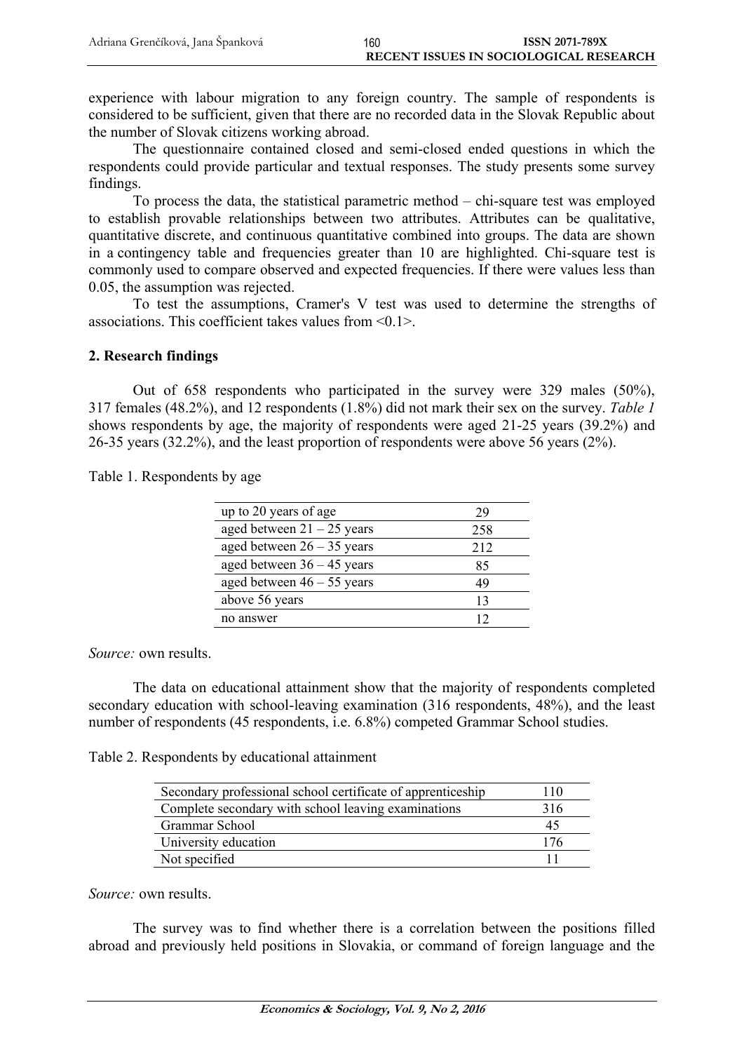experience with labour migration to any foreign country. The sample of respondents is considered to be sufficient, given that there are no recorded data in the Slovak Republic about the number of Slovak citizens working abroad.

The questionnaire contained closed and semi-closed ended questions in which the respondents could provide particular and textual responses. The study presents some survey findings.

To process the data, the statistical parametric method – chi-square test was employed to establish provable relationships between two attributes. Attributes can be qualitative, quantitative discrete, and continuous quantitative combined into groups. The data are shown in a contingency table and frequencies greater than 10 are highlighted. Chi-square test is commonly used to compare observed and expected frequencies. If there were values less than 0.05, the assumption was rejected.

To test the assumptions, Cramer's V test was used to determine the strengths of associations. This coefficient takes values from <0.1>.

## 2. Research findings

Out of 658 respondents who participated in the survey were 329 males (50%), 317 females (48.2%), and 12 respondents (1.8%) did not mark their sex on the survey. *Table 1* shows respondents by age, the majority of respondents were aged 21-25 years (39.2%) and 26-35 years (32.2%), and the least proportion of respondents were above 56 years (2%).

Table 1. Respondents by age

| | |
|---|---|
| up to 20 years of age | 29 |
| aged between 21 – 25 years | 258 |
| aged between 26 – 35 years | 212 |
| aged between 36 – 45 years | 85 |
| aged between 46 – 55 years | 49 |
| above 56 years | 13 |
| no answer | 12 |

*Source:* own results.

The data on educational attainment show that the majority of respondents completed secondary education with school-leaving examination (316 respondents, 48%), and the least number of respondents (45 respondents, i.e. 6.8%) competed Grammar School studies.

Table 2. Respondents by educational attainment

| | |
|---|---|
| Secondary professional school certificate of apprenticeship | 110 |
| Complete secondary with school leaving examinations | 316 |
| Grammar School | 45 |
| University education | 176 |
| Not specified | 11 |

*Source:* own results.

The survey was to find whether there is a correlation between the positions filled abroad and previously held positions in Slovakia, or command of foreign language and the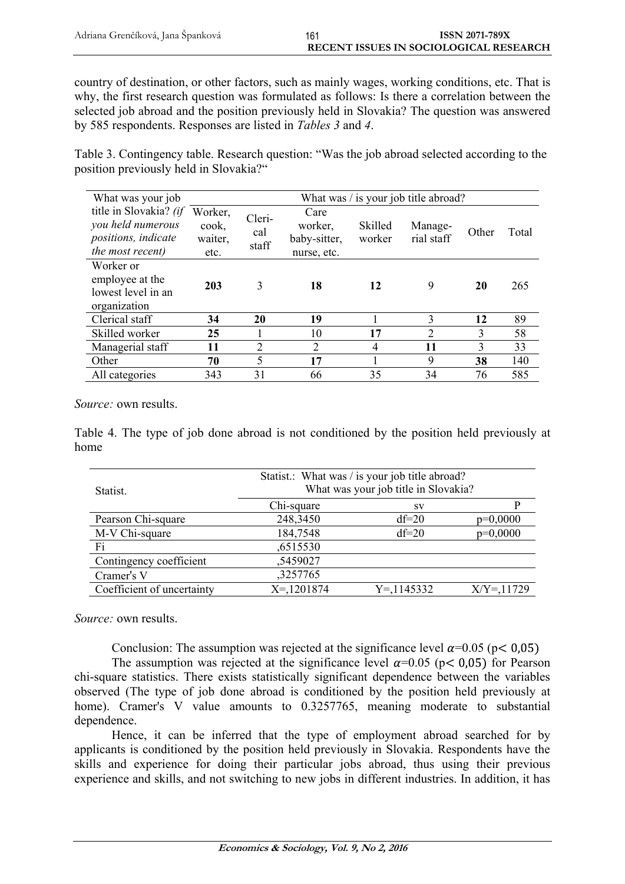country of destination, or other factors, such as mainly wages, working conditions, etc. That is why, the first research question was formulated as follows: Is there a correlation between the selected job abroad and the position previously held in Slovakia? The question was answered by 585 respondents. Responses are listed in *Tables 3* and *4*.

Table 3. Contingency table. Research question: "Was the job abroad selected according to the position previously held in Slovakia?"

| What was your job title in Slovakia? *(if you held numerous positions, indicate the most recent)* | What was / is your job title abroad? | | | | | | |
|---|---|---|---|---|---|---|---|
| | Worker, cook, waiter, etc. | Clerical staff | Care worker, baby-sitter, nurse, etc. | Skilled worker | Managerial staff | Other | Total |
| Worker or employee at the lowest level in an organization | **203** | 3 | **18** | **12** | 9 | **20** | 265 |
| Clerical staff | **34** | **20** | **19** | 1 | 3 | **12** | 89 |
| Skilled worker | **25** | 1 | 10 | **17** | 2 | 3 | 58 |
| Managerial staff | **11** | 2 | 2 | 4 | **11** | 3 | 33 |
| Other | **70** | 5 | **17** | 1 | 9 | **38** | 140 |
| All categories | 343 | 31 | 66 | 35 | 34 | 76 | 585 |

*Source:* own results.

Table 4. The type of job done abroad is not conditioned by the position held previously at home

| Statist. | Statist.: What was / is your job title abroad? What was your job title in Slovakia? | | |
|---|---|---|---|
| | Chi-square | sv | P |
| Pearson Chi-square | 248,3450 | df=20 | p=0,0000 |
| M-V Chi-square | 184,7548 | df=20 | p=0,0000 |
| Fi | ,6515530 | | |
| Contingency coefficient | ,5459027 | | |
| Cramer's V | ,3257765 | | |
| Coefficient of uncertainty | X=,1201874 | Y=,1145332 | X/Y=,11729 |

*Source:* own results.

Conclusion: The assumption was rejected at the significance level $\alpha$=0.05 ($p < 0,05$)

The assumption was rejected at the significance level $\alpha$=0.05 ($p < 0,05$) for Pearson chi-square statistics. There exists statistically significant dependence between the variables observed (The type of job done abroad is conditioned by the position held previously at home). Cramer's V value amounts to 0.3257765, meaning moderate to substantial dependence.

Hence, it can be inferred that the type of employment abroad searched for by applicants is conditioned by the position held previously in Slovakia. Respondents have the skills and experience for doing their particular jobs abroad, thus using their previous experience and skills, and not switching to new jobs in different industries. In addition, it has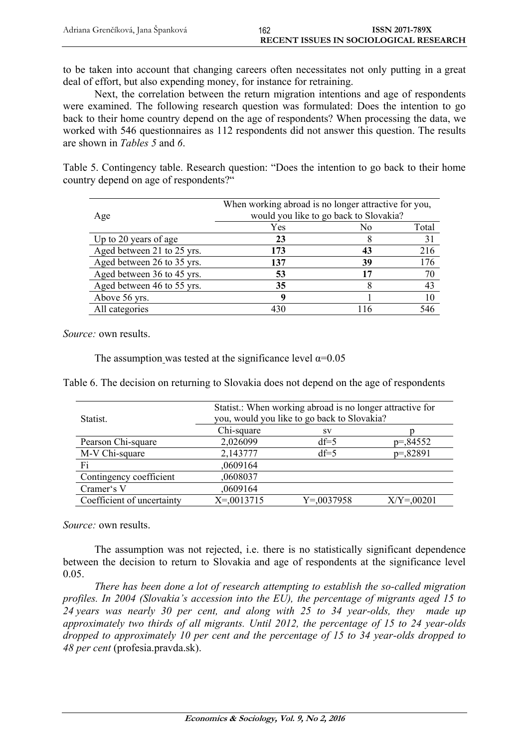to be taken into account that changing careers often necessitates not only putting in a great deal of effort, but also expending money, for instance for retraining.

Next, the correlation between the return migration intentions and age of respondents were examined. The following research question was formulated: Does the intention to go back to their home country depend on the age of respondents? When processing the data, we worked with 546 questionnaires as 112 respondents did not answer this question. The results are shown in *Tables 5* and *6*.

Table 5. Contingency table. Research question: "Does the intention to go back to their home country depend on age of respondents?"

| Age | When working abroad is no longer attractive for you, would you like to go back to Slovakia? | | |
|---|---|---|---|
| | Yes | No | Total |
| Up to 20 years of age | **23** | 8 | 31 |
| Aged between 21 to 25 yrs. | **173** | **43** | 216 |
| Aged between 26 to 35 yrs. | **137** | **39** | 176 |
| Aged between 36 to 45 yrs. | **53** | **17** | 70 |
| Aged between 46 to 55 yrs. | **35** | 8 | 43 |
| Above 56 yrs. | **9** | 1 | 10 |
| All categories | 430 | 116 | 546 |

*Source:* own results.

The assumption was tested at the significance level $\alpha$=0.05

Table 6. The decision on returning to Slovakia does not depend on the age of respondents

| Statist. | Statist.: When working abroad is no longer attractive for you, would you like to go back to Slovakia? | | |
|---|---|---|---|
| | Chi-square | sv | p |
| Pearson Chi-square | 2,026099 | df=5 | p=,84552 |
| M-V Chi-square | 2,143777 | df=5 | p=,82891 |
| Fi | ,0609164 | | |
| Contingency coefficient | ,0608037 | | |
| Cramer's V | ,0609164 | | |
| Coefficient of uncertainty | X=,0013715 | Y=,0037958 | X/Y=,00201 |

*Source:* own results.

The assumption was not rejected, i.e. there is no statistically significant dependence between the decision to return to Slovakia and age of respondents at the significance level 0.05.

*There has been done a lot of research attempting to establish the so-called migration profiles. In 2004 (Slovakia's accession into the EU), the percentage of migrants aged 15 to 24 years was nearly 30 per cent, and along with 25 to 34 year-olds, they made up approximately two thirds of all migrants. Until 2012, the percentage of 15 to 24 year-olds dropped to approximately 10 per cent and the percentage of 15 to 34 year-olds dropped to 48 per cent* (profesia.pravda.sk).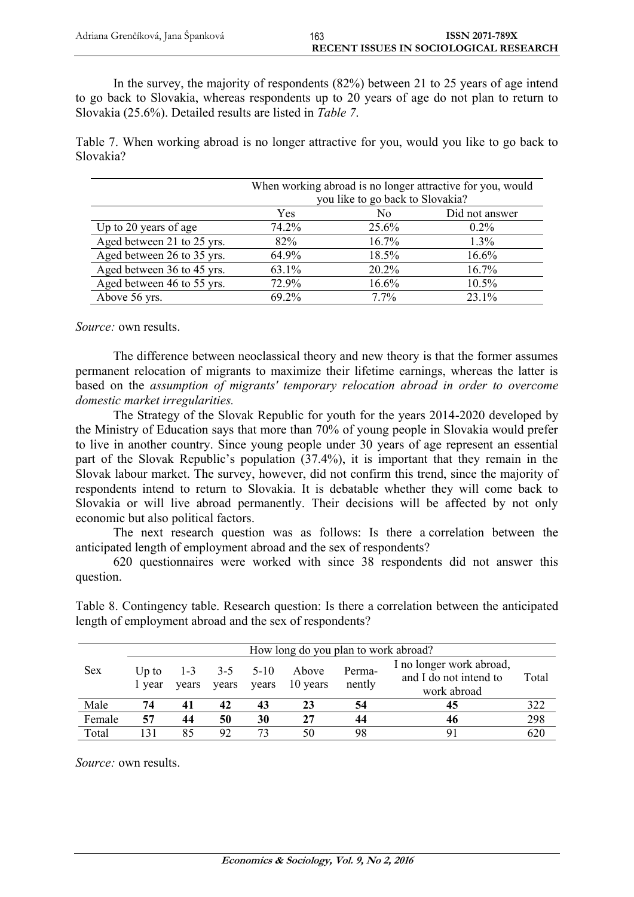In the survey, the majority of respondents (82%) between 21 to 25 years of age intend to go back to Slovakia, whereas respondents up to 20 years of age do not plan to return to Slovakia (25.6%). Detailed results are listed in *Table 7*.

Table 7. When working abroad is no longer attractive for you, would you like to go back to Slovakia?

| | When working abroad is no longer attractive for you, would you like to go back to Slovakia? | | |
|---|---|---|---|
| | Yes | No | Did not answer |
| Up to 20 years of age | 74.2% | 25.6% | 0.2% |
| Aged between 21 to 25 yrs. | 82% | 16.7% | 1.3% |
| Aged between 26 to 35 yrs. | 64.9% | 18.5% | 16.6% |
| Aged between 36 to 45 yrs. | 63.1% | 20.2% | 16.7% |
| Aged between 46 to 55 yrs. | 72.9% | 16.6% | 10.5% |
| Above 56 yrs. | 69.2% | 7.7% | 23.1% |

*Source:* own results.

The difference between neoclassical theory and new theory is that the former assumes permanent relocation of migrants to maximize their lifetime earnings, whereas the latter is based on the *assumption of migrants' temporary relocation abroad in order to overcome domestic market irregularities.*

The Strategy of the Slovak Republic for youth for the years 2014-2020 developed by the Ministry of Education says that more than 70% of young people in Slovakia would prefer to live in another country. Since young people under 30 years of age represent an essential part of the Slovak Republic's population (37.4%), it is important that they remain in the Slovak labour market. The survey, however, did not confirm this trend, since the majority of respondents intend to return to Slovakia. It is debatable whether they will come back to Slovakia or will live abroad permanently. Their decisions will be affected by not only economic but also political factors.

The next research question was as follows: Is there a correlation between the anticipated length of employment abroad and the sex of respondents?

620 questionnaires were worked with since 38 respondents did not answer this question.

Table 8. Contingency table. Research question: Is there a correlation between the anticipated length of employment abroad and the sex of respondents?

| Sex | How long do you plan to work abroad? | | | | | | | |
|---|---|---|---|---|---|---|---|---|
| | Up to 1 year | 1-3 years | 3-5 years | 5-10 years | Above 10 years | Perma-nently | I no longer work abroad, and I do not intend to work abroad | Total |
| Male | **74** | **41** | **42** | **43** | **23** | **54** | **45** | 322 |
| Female | **57** | **44** | **50** | **30** | **27** | **44** | **46** | 298 |
| Total | 131 | 85 | 92 | 73 | 50 | 98 | 91 | 620 |

*Source:* own results.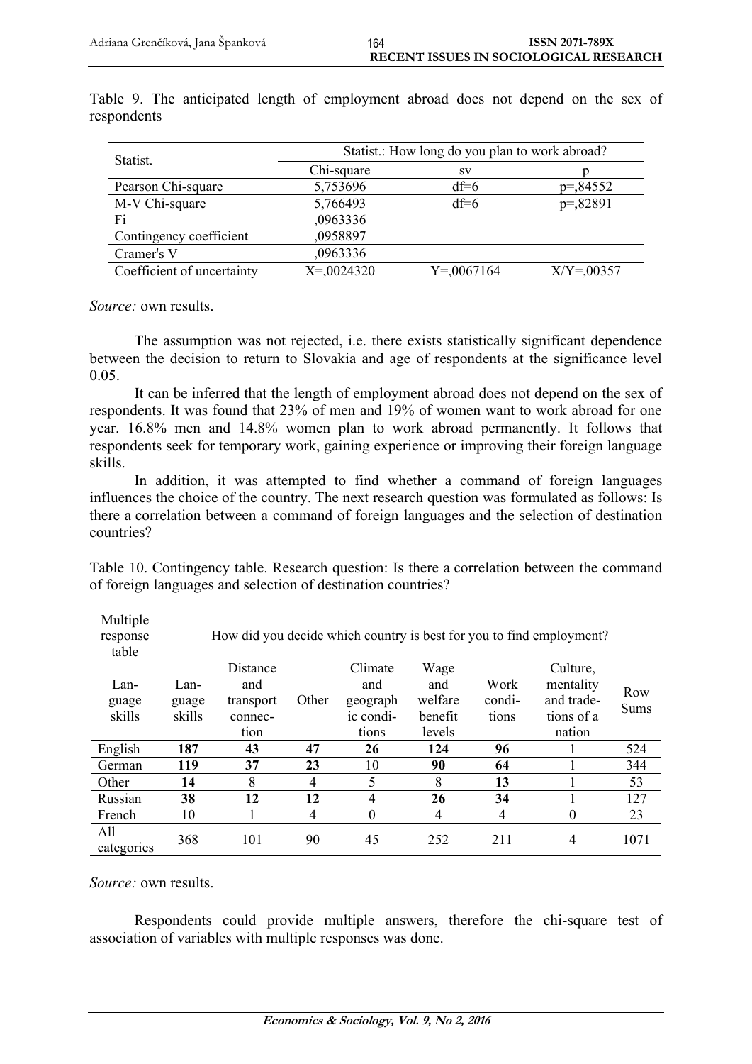Table 9. The anticipated length of employment abroad does not depend on the sex of respondents

| Statist. | Statist.: How long do you plan to work abroad? | | |
|---|---|---|---|
| | Chi-square | sv | p |
| Pearson Chi-square | 5,753696 | df=6 | p=,84552 |
| M-V Chi-square | 5,766493 | df=6 | p=,82891 |
| Fi | ,0963336 | | |
| Contingency coefficient | ,0958897 | | |
| Cramer's V | ,0963336 | | |
| Coefficient of uncertainty | X=,0024320 | Y=,0067164 | X/Y=,00357 |

*Source:* own results.

The assumption was not rejected, i.e. there exists statistically significant dependence between the decision to return to Slovakia and age of respondents at the significance level 0.05.

It can be inferred that the length of employment abroad does not depend on the sex of respondents. It was found that 23% of men and 19% of women want to work abroad for one year. 16.8% men and 14.8% women plan to work abroad permanently. It follows that respondents seek for temporary work, gaining experience or improving their foreign language skills.

In addition, it was attempted to find whether a command of foreign languages influences the choice of the country. The next research question was formulated as follows: Is there a correlation between a command of foreign languages and the selection of destination countries?

Table 10. Contingency table. Research question: Is there a correlation between the command of foreign languages and selection of destination countries?

| Multiple response table | How did you decide which country is best for you to find employment? | | | | | | | |
|---|---|---|---|---|---|---|---|---|
| Language skills | Language skills | Distance and transport connection | Other | Climate and geographic conditions | Wage and welfare benefit levels | Work conditions | Culture, mentality and traditions of a nation | Row Sums |
| English | **187** | **43** | **47** | **26** | **124** | **96** | 1 | 524 |
| German | **119** | **37** | **23** | 10 | **90** | **64** | 1 | 344 |
| Other | **14** | 8 | 4 | 5 | 8 | **13** | 1 | 53 |
| Russian | **38** | **12** | **12** | 4 | **26** | **34** | 1 | 127 |
| French | 10 | 1 | 4 | 0 | 4 | 4 | 0 | 23 |
| All categories | 368 | 101 | 90 | 45 | 252 | 211 | 4 | 1071 |

*Source:* own results.

Respondents could provide multiple answers, therefore the chi-square test of association of variables with multiple responses was done.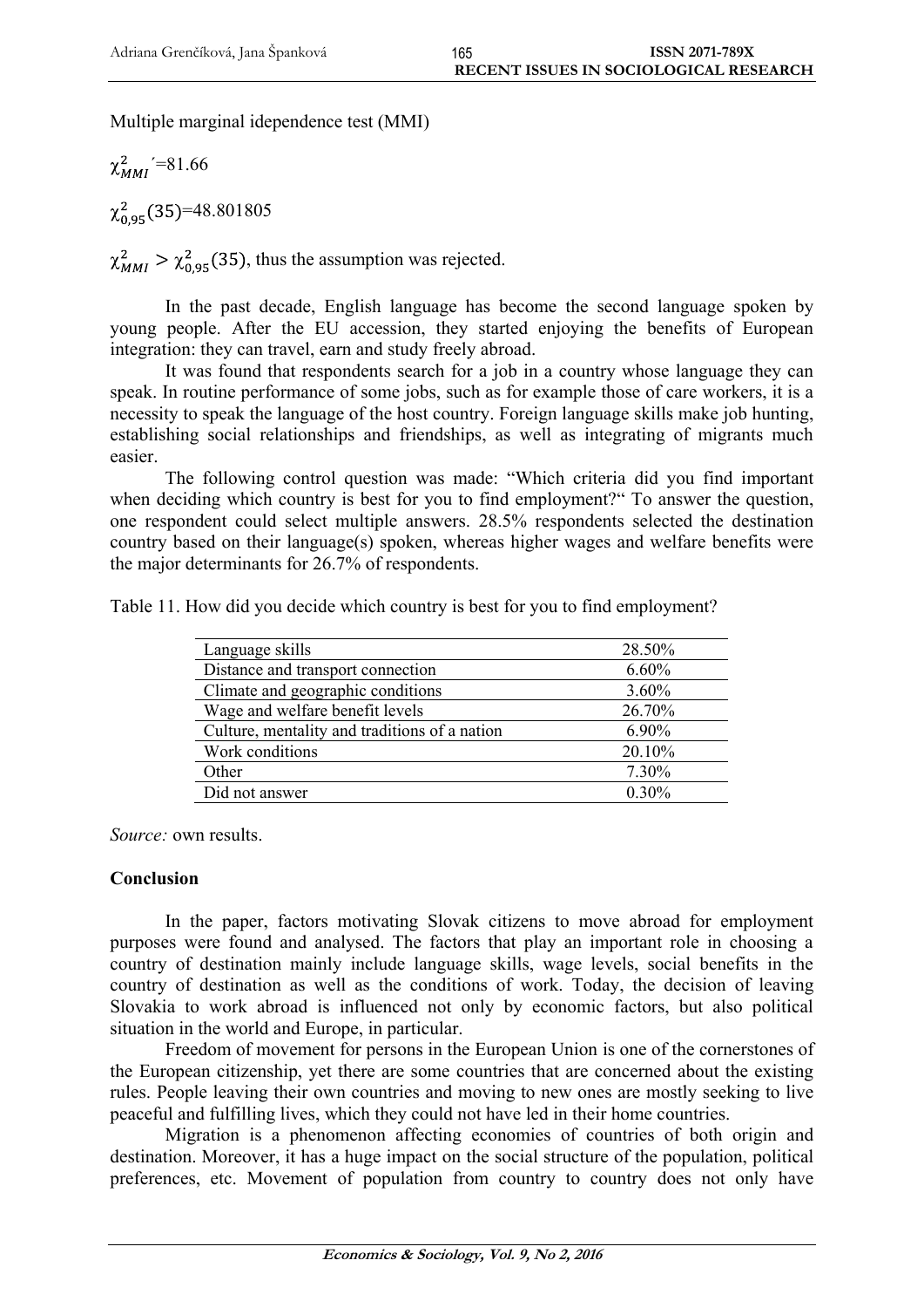Multiple marginal idependence test (MMI)

$\chi^2_{MMI}{}'$=81.66

$\chi^2_{0,95}(35)$=48.801805

$\chi^2_{MMI} > \chi^2_{0,95}(35)$, thus the assumption was rejected.

In the past decade, English language has become the second language spoken by young people. After the EU accession, they started enjoying the benefits of European integration: they can travel, earn and study freely abroad.

It was found that respondents search for a job in a country whose language they can speak. In routine performance of some jobs, such as for example those of care workers, it is a necessity to speak the language of the host country. Foreign language skills make job hunting, establishing social relationships and friendships, as well as integrating of migrants much easier.

The following control question was made: "Which criteria did you find important when deciding which country is best for you to find employment?" To answer the question, one respondent could select multiple answers. 28.5% respondents selected the destination country based on their language(s) spoken, whereas higher wages and welfare benefits were the major determinants for 26.7% of respondents.

Table 11. How did you decide which country is best for you to find employment?

| | |
|---|---|
| Language skills | 28.50% |
| Distance and transport connection | 6.60% |
| Climate and geographic conditions | 3.60% |
| Wage and welfare benefit levels | 26.70% |
| Culture, mentality and traditions of a nation | 6.90% |
| Work conditions | 20.10% |
| Other | 7.30% |
| Did not answer | 0.30% |

*Source:* own results.

## Conclusion

In the paper, factors motivating Slovak citizens to move abroad for employment purposes were found and analysed. The factors that play an important role in choosing a country of destination mainly include language skills, wage levels, social benefits in the country of destination as well as the conditions of work. Today, the decision of leaving Slovakia to work abroad is influenced not only by economic factors, but also political situation in the world and Europe, in particular.

Freedom of movement for persons in the European Union is one of the cornerstones of the European citizenship, yet there are some countries that are concerned about the existing rules. People leaving their own countries and moving to new ones are mostly seeking to live peaceful and fulfilling lives, which they could not have led in their home countries.

Migration is a phenomenon affecting economies of countries of both origin and destination. Moreover, it has a huge impact on the social structure of the population, political preferences, etc. Movement of population from country to country does not only have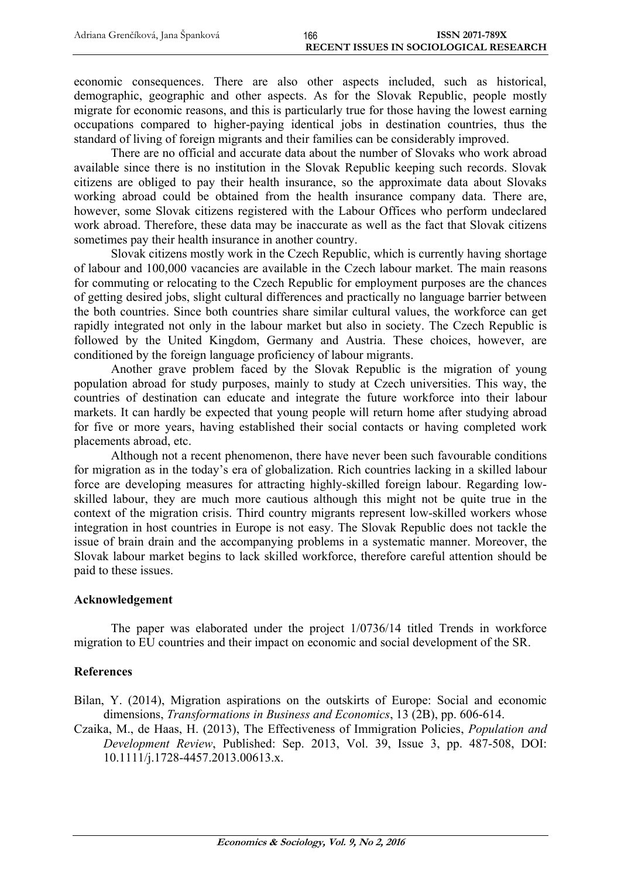economic consequences. There are also other aspects included, such as historical, demographic, geographic and other aspects. As for the Slovak Republic, people mostly migrate for economic reasons, and this is particularly true for those having the lowest earning occupations compared to higher-paying identical jobs in destination countries, thus the standard of living of foreign migrants and their families can be considerably improved.

There are no official and accurate data about the number of Slovaks who work abroad available since there is no institution in the Slovak Republic keeping such records. Slovak citizens are obliged to pay their health insurance, so the approximate data about Slovaks working abroad could be obtained from the health insurance company data. There are, however, some Slovak citizens registered with the Labour Offices who perform undeclared work abroad. Therefore, these data may be inaccurate as well as the fact that Slovak citizens sometimes pay their health insurance in another country.

Slovak citizens mostly work in the Czech Republic, which is currently having shortage of labour and 100,000 vacancies are available in the Czech labour market. The main reasons for commuting or relocating to the Czech Republic for employment purposes are the chances of getting desired jobs, slight cultural differences and practically no language barrier between the both countries. Since both countries share similar cultural values, the workforce can get rapidly integrated not only in the labour market but also in society. The Czech Republic is followed by the United Kingdom, Germany and Austria. These choices, however, are conditioned by the foreign language proficiency of labour migrants.

Another grave problem faced by the Slovak Republic is the migration of young population abroad for study purposes, mainly to study at Czech universities. This way, the countries of destination can educate and integrate the future workforce into their labour markets. It can hardly be expected that young people will return home after studying abroad for five or more years, having established their social contacts or having completed work placements abroad, etc.

Although not a recent phenomenon, there have never been such favourable conditions for migration as in the today's era of globalization. Rich countries lacking in a skilled labour force are developing measures for attracting highly-skilled foreign labour. Regarding low-skilled labour, they are much more cautious although this might not be quite true in the context of the migration crisis. Third country migrants represent low-skilled workers whose integration in host countries in Europe is not easy. The Slovak Republic does not tackle the issue of brain drain and the accompanying problems in a systematic manner. Moreover, the Slovak labour market begins to lack skilled workforce, therefore careful attention should be paid to these issues.

## Acknowledgement

The paper was elaborated under the project 1/0736/14 titled Trends in workforce migration to EU countries and their impact on economic and social development of the SR.

## References

Bilan, Y. (2014), Migration aspirations on the outskirts of Europe: Social and economic dimensions, *Transformations in Business and Economics*, 13 (2B), pp. 606-614.

Czaika, M., de Haas, H. (2013), The Effectiveness of Immigration Policies, *Population and Development Review*, Published: Sep. 2013, Vol. 39, Issue 3, pp. 487-508, DOI: 10.1111/j.1728-4457.2013.00613.x.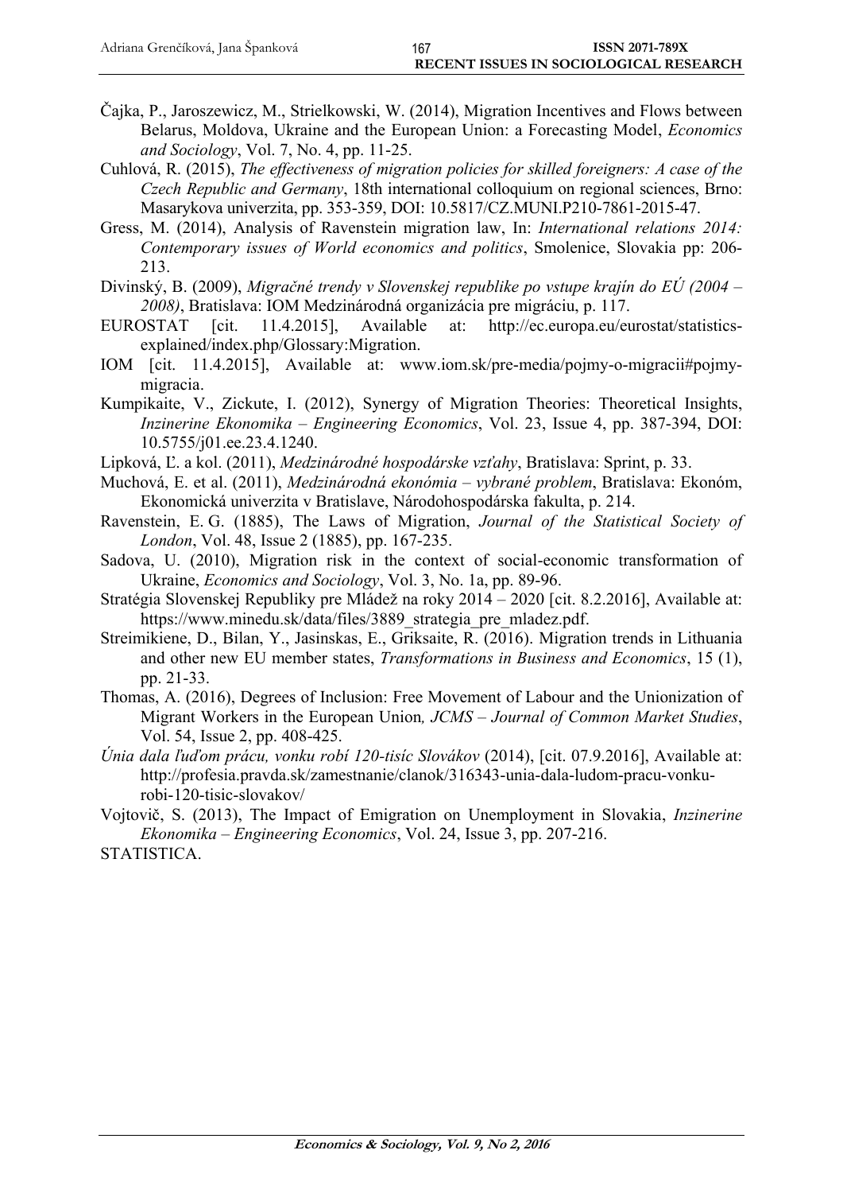Čajka, P., Jaroszewicz, M., Strielkowski, W. (2014), Migration Incentives and Flows between Belarus, Moldova, Ukraine and the European Union: a Forecasting Model, *Economics and Sociology*, Vol. 7, No. 4, pp. 11-25.

Cuhlová, R. (2015), *The effectiveness of migration policies for skilled foreigners: A case of the Czech Republic and Germany*, 18th international colloquium on regional sciences, Brno: Masarykova univerzita, pp. 353-359, DOI: 10.5817/CZ.MUNI.P210-7861-2015-47.

Gress, M. (2014), Analysis of Ravenstein migration law, In: *International relations 2014: Contemporary issues of World economics and politics*, Smolenice, Slovakia pp: 206-213.

Divinský, B. (2009), *Migračné trendy v Slovenskej republike po vstupe krajín do EÚ (2004 – 2008)*, Bratislava: IOM Medzinárodná organizácia pre migráciu, p. 117.

EUROSTAT [cit. 11.4.2015], Available at: http://ec.europa.eu/eurostat/statistics-explained/index.php/Glossary:Migration.

IOM [cit. 11.4.2015], Available at: www.iom.sk/pre-media/pojmy-o-migracii#pojmy-migracia.

Kumpikaite, V., Zickute, I. (2012), Synergy of Migration Theories: Theoretical Insights, *Inzinerine Ekonomika – Engineering Economics*, Vol. 23, Issue 4, pp. 387-394, DOI: 10.5755/j01.ee.23.4.1240.

Lipková, Ľ. a kol. (2011), *Medzinárodné hospodárske vzťahy*, Bratislava: Sprint, p. 33.

Muchová, E. et al. (2011), *Medzinárodná ekonómia – vybrané problem*, Bratislava: Ekonóm, Ekonomická univerzita v Bratislave, Národohospodárska fakulta, p. 214.

Ravenstein, E. G. (1885), The Laws of Migration, *Journal of the Statistical Society of London*, Vol. 48, Issue 2 (1885), pp. 167-235.

Sadova, U. (2010), Migration risk in the context of social-economic transformation of Ukraine, *Economics and Sociology*, Vol. 3, No. 1a, pp. 89-96.

Stratégia Slovenskej Republiky pre Mládež na roky 2014 – 2020 [cit. 8.2.2016], Available at: https://www.minedu.sk/data/files/3889_strategia_pre_mladez.pdf.

Streimikiene, D., Bilan, Y., Jasinskas, E., Griksaite, R. (2016). Migration trends in Lithuania and other new EU member states, *Transformations in Business and Economics*, 15 (1), pp. 21-33.

Thomas, A. (2016), Degrees of Inclusion: Free Movement of Labour and the Unionization of Migrant Workers in the European Union*, JCMS – Journal of Common Market Studies*, Vol. 54, Issue 2, pp. 408-425.

*Únia dala ľuďom prácu, vonku robí 120-tisíc Slovákov* (2014), [cit. 07.9.2016], Available at: http://profesia.pravda.sk/zamestnanie/clanok/316343-unia-dala-ludom-pracu-vonku-robi-120-tisic-slovakov/

Vojtovič, S. (2013), The Impact of Emigration on Unemployment in Slovakia, *Inzinerine Ekonomika – Engineering Economics*, Vol. 24, Issue 3, pp. 207-216.

STATISTICA.